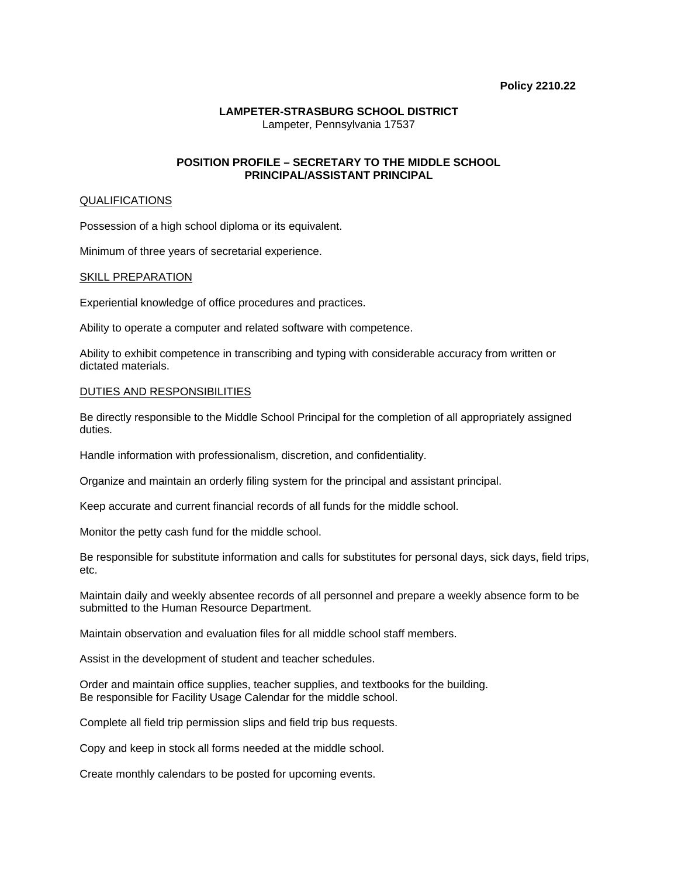**Policy 2210.22**

**LAMPETER-STRASBURG SCHOOL DISTRICT**
Lampeter, Pennsylvania 17537

**POSITION PROFILE – SECRETARY TO THE MIDDLE SCHOOL PRINCIPAL/ASSISTANT PRINCIPAL**

QUALIFICATIONS

Possession of a high school diploma or its equivalent.

Minimum of three years of secretarial experience.

SKILL PREPARATION

Experiential knowledge of office procedures and practices.

Ability to operate a computer and related software with competence.

Ability to exhibit competence in transcribing and typing with considerable accuracy from written or dictated materials.

DUTIES AND RESPONSIBILITIES

Be directly responsible to the Middle School Principal for the completion of all appropriately assigned duties.

Handle information with professionalism, discretion, and confidentiality.

Organize and maintain an orderly filing system for the principal and assistant principal.

Keep accurate and current financial records of all funds for the middle school.

Monitor the petty cash fund for the middle school.

Be responsible for substitute information and calls for substitutes for personal days, sick days, field trips, etc.

Maintain daily and weekly absentee records of all personnel and prepare a weekly absence form to be submitted to the Human Resource Department.

Maintain observation and evaluation files for all middle school staff members.

Assist in the development of student and teacher schedules.

Order and maintain office supplies, teacher supplies, and textbooks for the building.
Be responsible for Facility Usage Calendar for the middle school.

Complete all field trip permission slips and field trip bus requests.

Copy and keep in stock all forms needed at the middle school.

Create monthly calendars to be posted for upcoming events.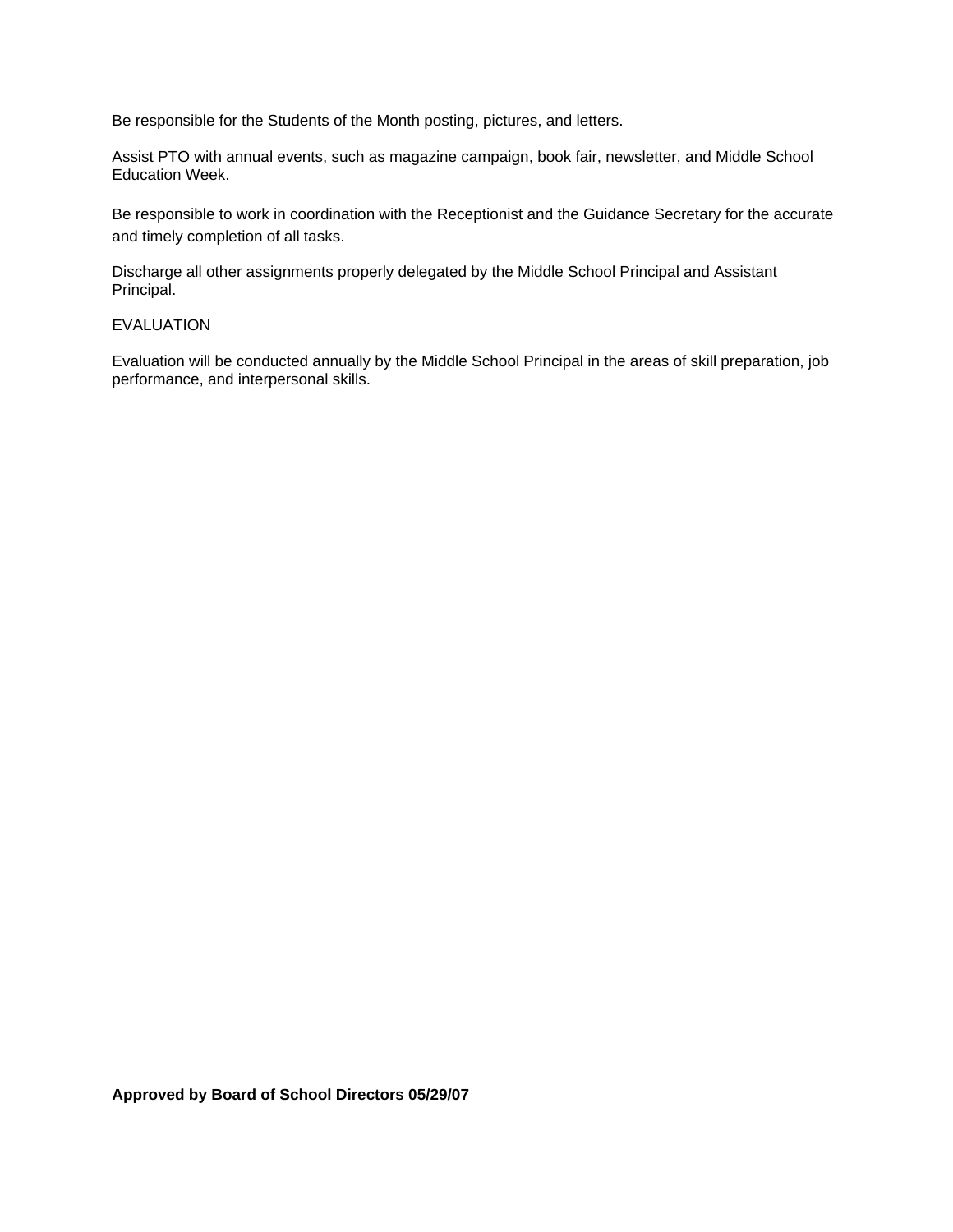Be responsible for the Students of the Month posting, pictures, and letters.

Assist PTO with annual events, such as magazine campaign, book fair, newsletter, and Middle School Education Week.

Be responsible to work in coordination with the Receptionist and the Guidance Secretary for the accurate and timely completion of all tasks.

Discharge all other assignments properly delegated by the Middle School Principal and Assistant Principal.

<u>EVALUATION</u>

Evaluation will be conducted annually by the Middle School Principal in the areas of skill preparation, job performance, and interpersonal skills.

**Approved by Board of School Directors 05/29/07**